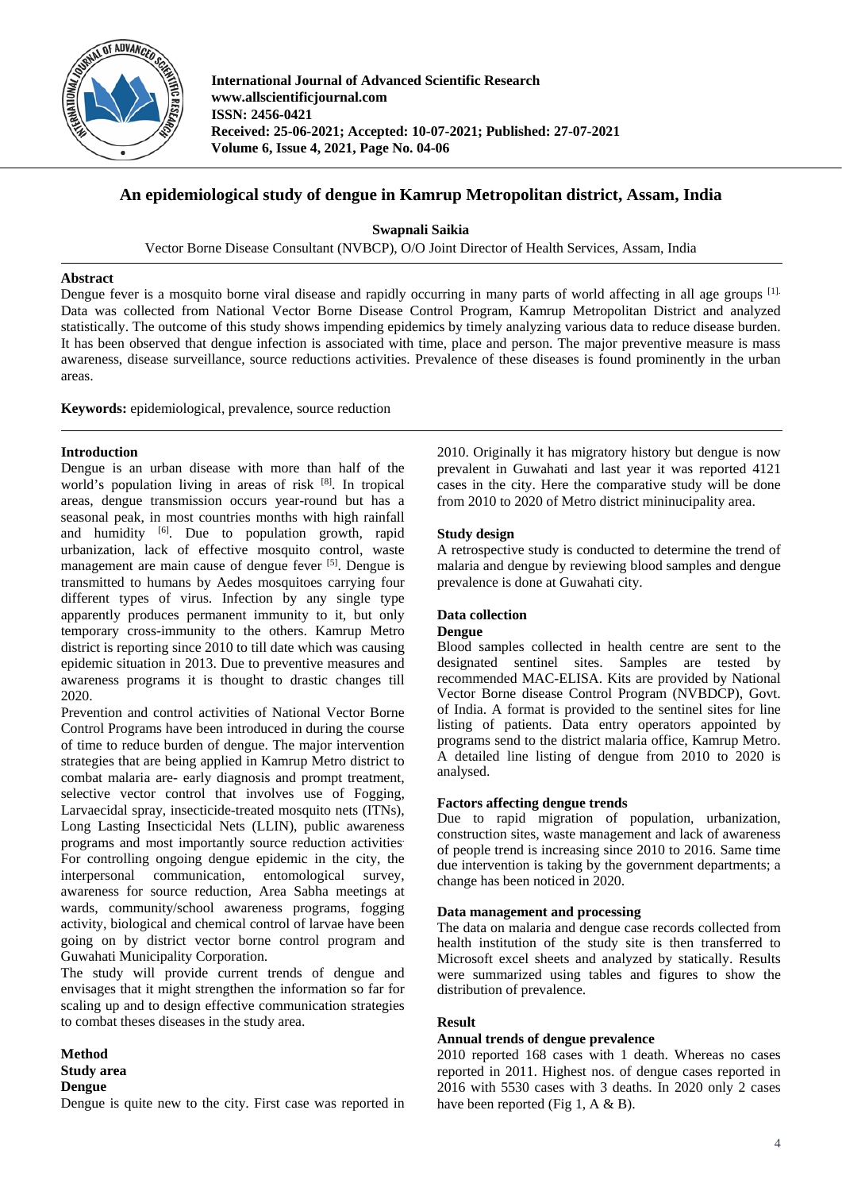# An epidemiological study of dengue in Kamrup Metropolitan district, Assam, India

**Swapnali Saikia**

Vector Borne Disease Consultant (NVBCP), O/O Joint Director of Health Services, Assam, India

## Abstract

Dengue fever is a mosquito borne viral disease and rapidly occurring in many parts of world affecting in all age groups [1]. Data was collected from National Vector Borne Disease Control Program, Kamrup Metropolitan District and analyzed statistically. The outcome of this study shows impending epidemics by timely analyzing various data to reduce disease burden. It has been observed that dengue infection is associated with time, place and person. The major preventive measure is mass awareness, disease surveillance, source reductions activities. Prevalence of these diseases is found prominently in the urban areas.

**Keywords:** epidemiological, prevalence, source reduction

## Introduction

Dengue is an urban disease with more than half of the world's population living in areas of risk [8]. In tropical areas, dengue transmission occurs year-round but has a seasonal peak, in most countries months with high rainfall and humidity [6]. Due to population growth, rapid urbanization, lack of effective mosquito control, waste management are main cause of dengue fever [5]. Dengue is transmitted to humans by Aedes mosquitoes carrying four different types of virus. Infection by any single type apparently produces permanent immunity to it, but only temporary cross-immunity to the others. Kamrup Metro district is reporting since 2010 to till date which was causing epidemic situation in 2013. Due to preventive measures and awareness programs it is thought to drastic changes till 2020.

Prevention and control activities of National Vector Borne Control Programs have been introduced in during the course of time to reduce burden of dengue. The major intervention strategies that are being applied in Kamrup Metro district to combat malaria are- early diagnosis and prompt treatment, selective vector control that involves use of Fogging, Larvaecidal spray, insecticide-treated mosquito nets (ITNs), Long Lasting Insecticidal Nets (LLIN), public awareness programs and most importantly source reduction activities. For controlling ongoing dengue epidemic in the city, the interpersonal communication, entomological survey, awareness for source reduction, Area Sabha meetings at wards, community/school awareness programs, fogging activity, biological and chemical control of larvae have been going on by district vector borne control program and Guwahati Municipality Corporation.

The study will provide current trends of dengue and envisages that it might strengthen the information so far for scaling up and to design effective communication strategies to combat theses diseases in the study area.

## Method

### Study area

**Dengue**

Dengue is quite new to the city. First case was reported in 2010. Originally it has migratory history but dengue is now prevalent in Guwahati and last year it was reported 4121 cases in the city. Here the comparative study will be done from 2010 to 2020 of Metro district mininucipality area.

### Study design

A retrospective study is conducted to determine the trend of malaria and dengue by reviewing blood samples and dengue prevalence is done at Guwahati city.

### Data collection

**Dengue**

Blood samples collected in health centre are sent to the designated sentinel sites. Samples are tested by recommended MAC-ELISA. Kits are provided by National Vector Borne disease Control Program (NVBDCP), Govt. of India. A format is provided to the sentinel sites for line listing of patients. Data entry operators appointed by programs send to the district malaria office, Kamrup Metro. A detailed line listing of dengue from 2010 to 2020 is analysed.

### Factors affecting dengue trends

Due to rapid migration of population, urbanization, construction sites, waste management and lack of awareness of people trend is increasing since 2010 to 2016. Same time due intervention is taking by the government departments; a change has been noticed in 2020.

### Data management and processing

The data on malaria and dengue case records collected from health institution of the study site is then transferred to Microsoft excel sheets and analyzed by statically. Results were summarized using tables and figures to show the distribution of prevalence.

## Result

### Annual trends of dengue prevalence

2010 reported 168 cases with 1 death. Whereas no cases reported in 2011. Highest nos. of dengue cases reported in 2016 with 5530 cases with 3 deaths. In 2020 only 2 cases have been reported (Fig 1, A & B).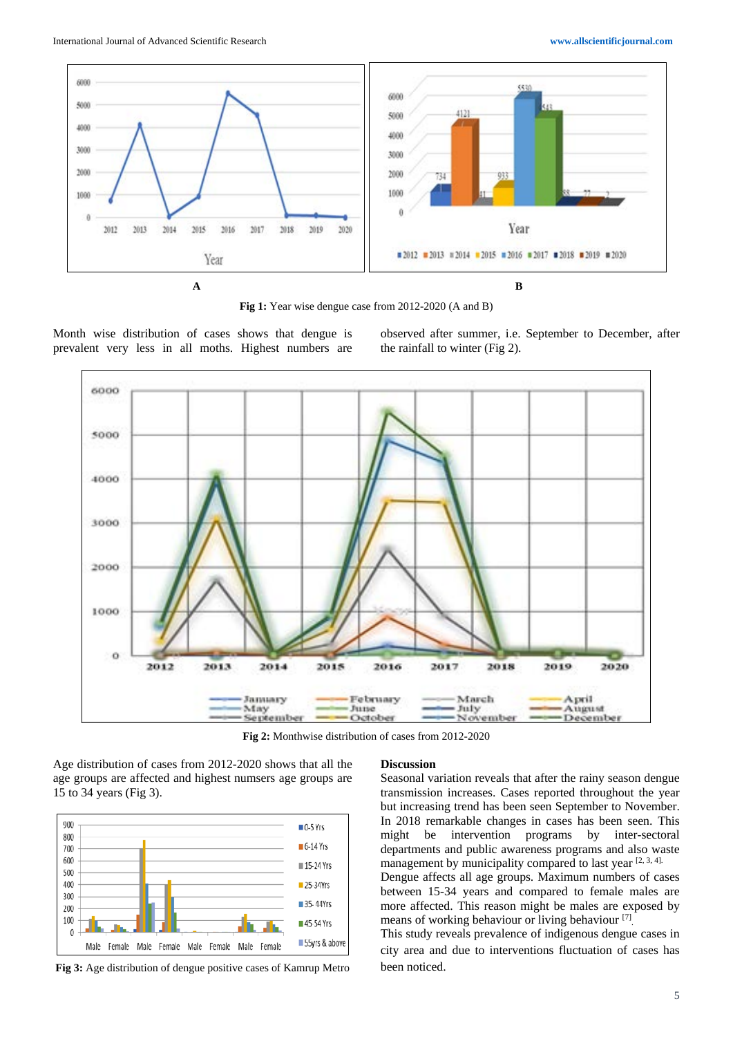**Fig 1:** Year wise dengue case from 2012-2020 (A and B)

Month wise distribution of cases shows that dengue is prevalent very less in all moths. Highest numbers are observed after summer, i.e. September to December, after the rainfall to winter (Fig 2).

**Fig 2:** Monthwise distribution of cases from 2012-2020

Age distribution of cases from 2012-2020 shows that all the age groups are affected and highest numsers age groups are 15 to 34 years (Fig 3).

**Fig 3:** Age distribution of dengue positive cases of Kamrup Metro

## Discussion

Seasonal variation reveals that after the rainy season dengue transmission increases. Cases reported throughout the year but increasing trend has been seen September to November. In 2018 remarkable changes in cases has been seen. This might be intervention programs by inter-sectoral departments and public awareness programs and also waste management by municipality compared to last year [2, 3, 4].

Dengue affects all age groups. Maximum numbers of cases between 15-34 years and compared to female males are more affected. This reason might be males are exposed by means of working behaviour or living behaviour [7].

This study reveals prevalence of indigenous dengue cases in city area and due to interventions fluctuation of cases has been noticed.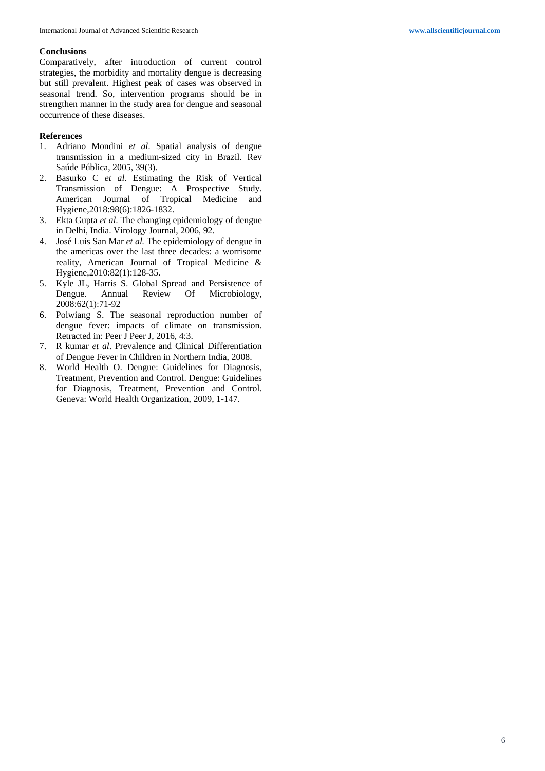## Conclusions

Comparatively, after introduction of current control strategies, the morbidity and mortality dengue is decreasing but still prevalent. Highest peak of cases was observed in seasonal trend. So, intervention programs should be in strengthen manner in the study area for dengue and seasonal occurrence of these diseases.

## References

1. Adriano Mondini *et al*. Spatial analysis of dengue transmission in a medium-sized city in Brazil. Rev Saúde Pública, 2005, 39(3).
2. Basurko C *et al.* Estimating the Risk of Vertical Transmission of Dengue: A Prospective Study. American Journal of Tropical Medicine and Hygiene,2018:98(6):1826-1832.
3. Ekta Gupta *et al*. The changing epidemiology of dengue in Delhi, India. Virology Journal, 2006, 92.
4. José Luis San Mar *et al.* The epidemiology of dengue in the americas over the last three decades: a worrisome reality, American Journal of Tropical Medicine & Hygiene,2010:82(1):128-35.
5. Kyle JL, Harris S. Global Spread and Persistence of Dengue. Annual Review Of Microbiology, 2008:62(1):71-92
6. Polwiang S. The seasonal reproduction number of dengue fever: impacts of climate on transmission. Retracted in: Peer J Peer J, 2016, 4:3.
7. R kumar *et al*. Prevalence and Clinical Differentiation of Dengue Fever in Children in Northern India, 2008.
8. World Health O. Dengue: Guidelines for Diagnosis, Treatment, Prevention and Control. Dengue: Guidelines for Diagnosis, Treatment, Prevention and Control. Geneva: World Health Organization, 2009, 1-147.